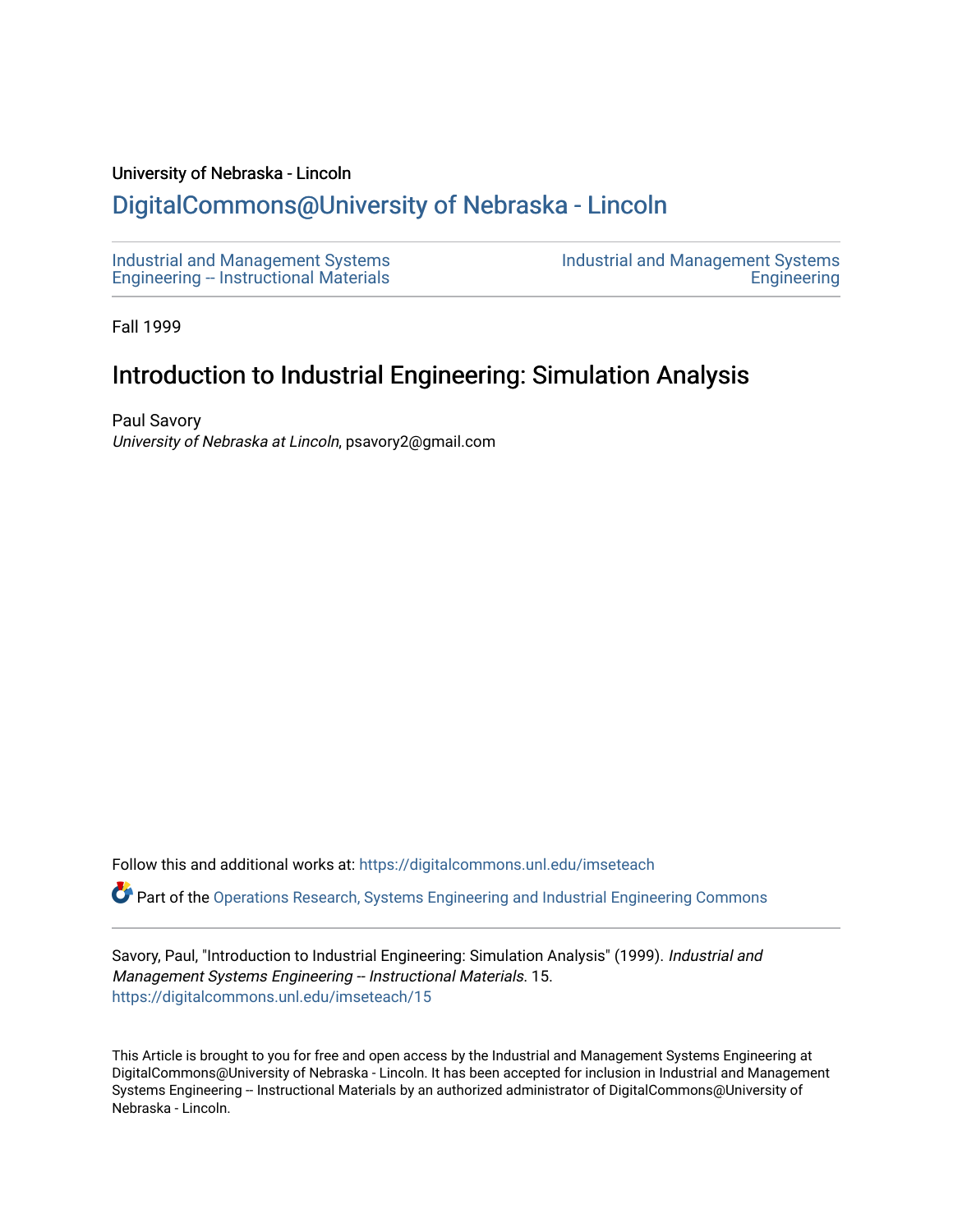University of Nebraska - Lincoln

## DigitalCommons@University of Nebraska - Lincoln

Industrial and Management Systems Engineering -- Instructional Materials

Industrial and Management Systems Engineering

Fall 1999

# Introduction to Industrial Engineering: Simulation Analysis

Paul Savory
*University of Nebraska at Lincoln*, psavory2@gmail.com

Follow this and additional works at: https://digitalcommons.unl.edu/imseteach

Part of the Operations Research, Systems Engineering and Industrial Engineering Commons

Savory, Paul, "Introduction to Industrial Engineering: Simulation Analysis" (1999). *Industrial and Management Systems Engineering -- Instructional Materials*. 15.
https://digitalcommons.unl.edu/imseteach/15

This Article is brought to you for free and open access by the Industrial and Management Systems Engineering at DigitalCommons@University of Nebraska - Lincoln. It has been accepted for inclusion in Industrial and Management Systems Engineering -- Instructional Materials by an authorized administrator of DigitalCommons@University of Nebraska - Lincoln.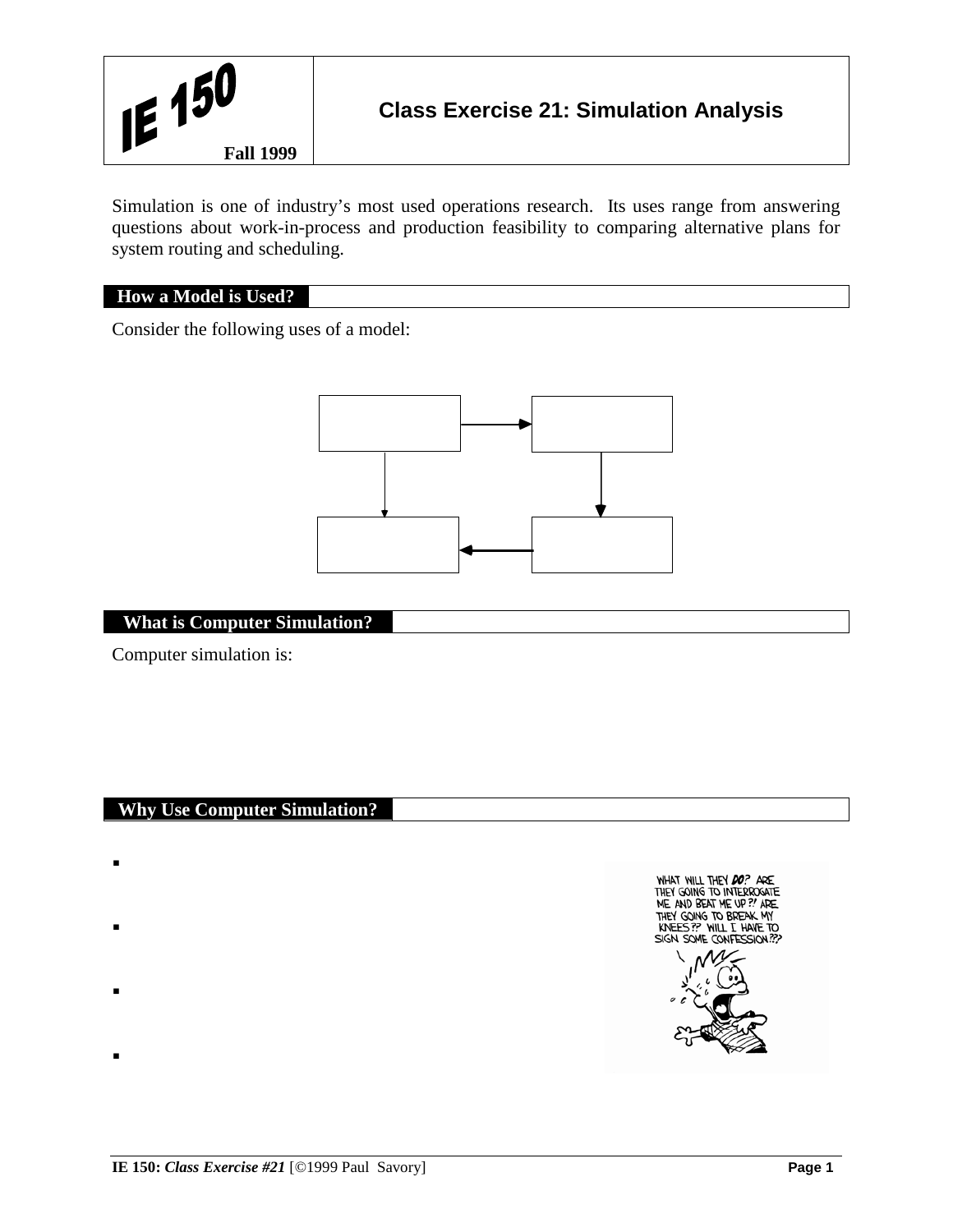# IE 150 — Fall 1999

## Class Exercise 21: Simulation Analysis

Simulation is one of industry's most used operations research. Its uses range from answering questions about work-in-process and production feasibility to comparing alternative plans for system routing and scheduling.

### How a Model is Used?

Consider the following uses of a model:

### What is Computer Simulation?

Computer simulation is:

### Why Use Computer Simulation?

- 
- 
- 
-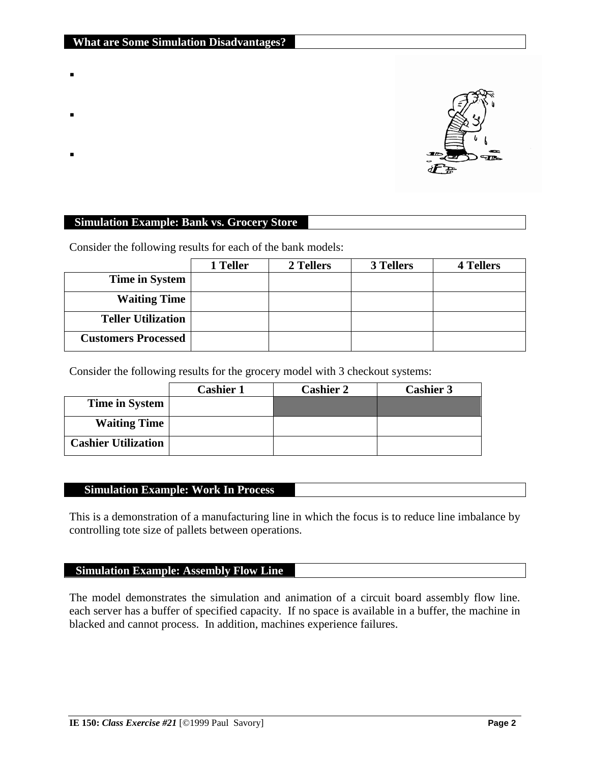## What are Some Simulation Disadvantages?

- 
- 
- 

## Simulation Example: Bank vs. Grocery Store

Consider the following results for each of the bank models:

| | 1 Teller | 2 Tellers | 3 Tellers | 4 Tellers |
|---|---|---|---|---|
| **Time in System** | | | | |
| **Waiting Time** | | | | |
| **Teller Utilization** | | | | |
| **Customers Processed** | | | | |

Consider the following results for the grocery model with 3 checkout systems:

| | Cashier 1 | Cashier 2 | Cashier 3 |
|---|---|---|---|
| **Time in System** | | | |
| **Waiting Time** | | | |
| **Cashier Utilization** | | | |

## Simulation Example: Work In Process

This is a demonstration of a manufacturing line in which the focus is to reduce line imbalance by controlling tote size of pallets between operations.

## Simulation Example: Assembly Flow Line

The model demonstrates the simulation and animation of a circuit board assembly flow line. each server has a buffer of specified capacity. If no space is available in a buffer, the machine in blacked and cannot process. In addition, machines experience failures.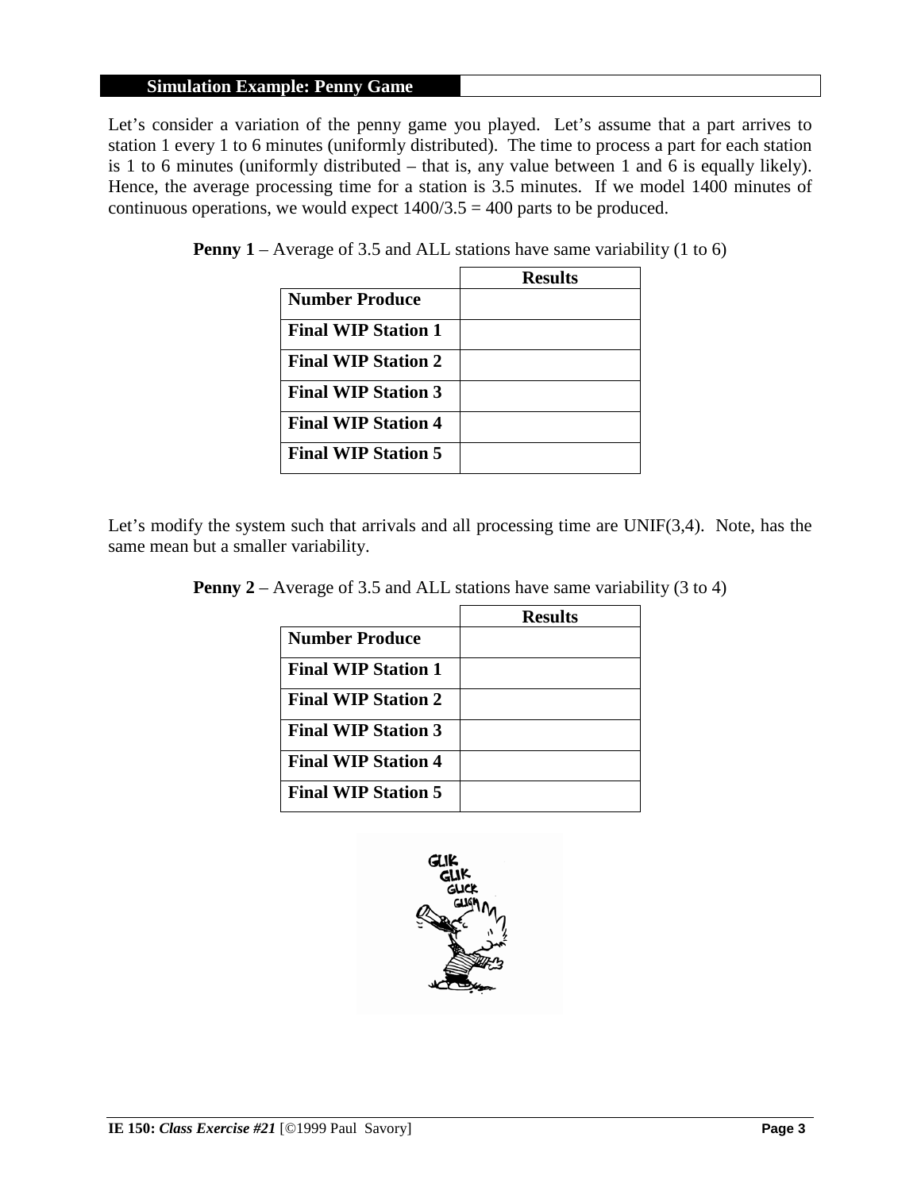## Simulation Example: Penny Game

Let's consider a variation of the penny game you played. Let's assume that a part arrives to station 1 every 1 to 6 minutes (uniformly distributed). The time to process a part for each station is 1 to 6 minutes (uniformly distributed – that is, any value between 1 and 6 is equally likely). Hence, the average processing time for a station is 3.5 minutes. If we model 1400 minutes of continuous operations, we would expect $1400/3.5 = 400$ parts to be produced.

**Penny 1** – Average of 3.5 and ALL stations have same variability (1 to 6)

| | Results |
|---|---|
| **Number Produce** | |
| **Final WIP Station 1** | |
| **Final WIP Station 2** | |
| **Final WIP Station 3** | |
| **Final WIP Station 4** | |
| **Final WIP Station 5** | |

Let's modify the system such that arrivals and all processing time are UNIF(3,4). Note, has the same mean but a smaller variability.

**Penny 2** – Average of 3.5 and ALL stations have same variability (3 to 4)

| | Results |
|---|---|
| **Number Produce** | |
| **Final WIP Station 1** | |
| **Final WIP Station 2** | |
| **Final WIP Station 3** | |
| **Final WIP Station 4** | |
| **Final WIP Station 5** | |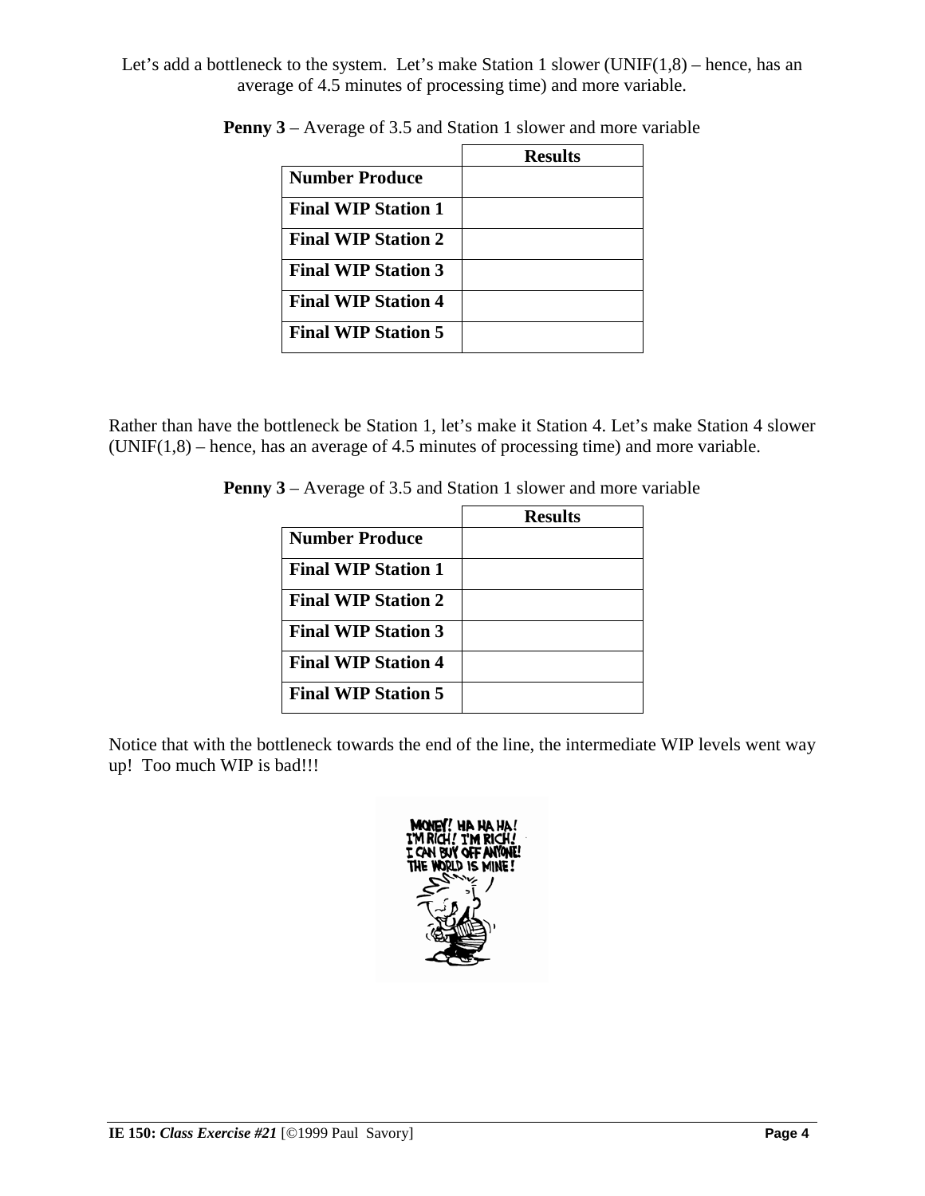Let's add a bottleneck to the system. Let's make Station 1 slower (UNIF(1,8) – hence, has an average of 4.5 minutes of processing time) and more variable.

**Penny 3** – Average of 3.5 and Station 1 slower and more variable

| | **Results** |
|---|---|
| **Number Produce** | |
| **Final WIP Station 1** | |
| **Final WIP Station 2** | |
| **Final WIP Station 3** | |
| **Final WIP Station 4** | |
| **Final WIP Station 5** | |

Rather than have the bottleneck be Station 1, let's make it Station 4. Let's make Station 4 slower (UNIF(1,8) – hence, has an average of 4.5 minutes of processing time) and more variable.

**Penny 3** – Average of 3.5 and Station 1 slower and more variable

| | **Results** |
|---|---|
| **Number Produce** | |
| **Final WIP Station 1** | |
| **Final WIP Station 2** | |
| **Final WIP Station 3** | |
| **Final WIP Station 4** | |
| **Final WIP Station 5** | |

Notice that with the bottleneck towards the end of the line, the intermediate WIP levels went way up! Too much WIP is bad!!!